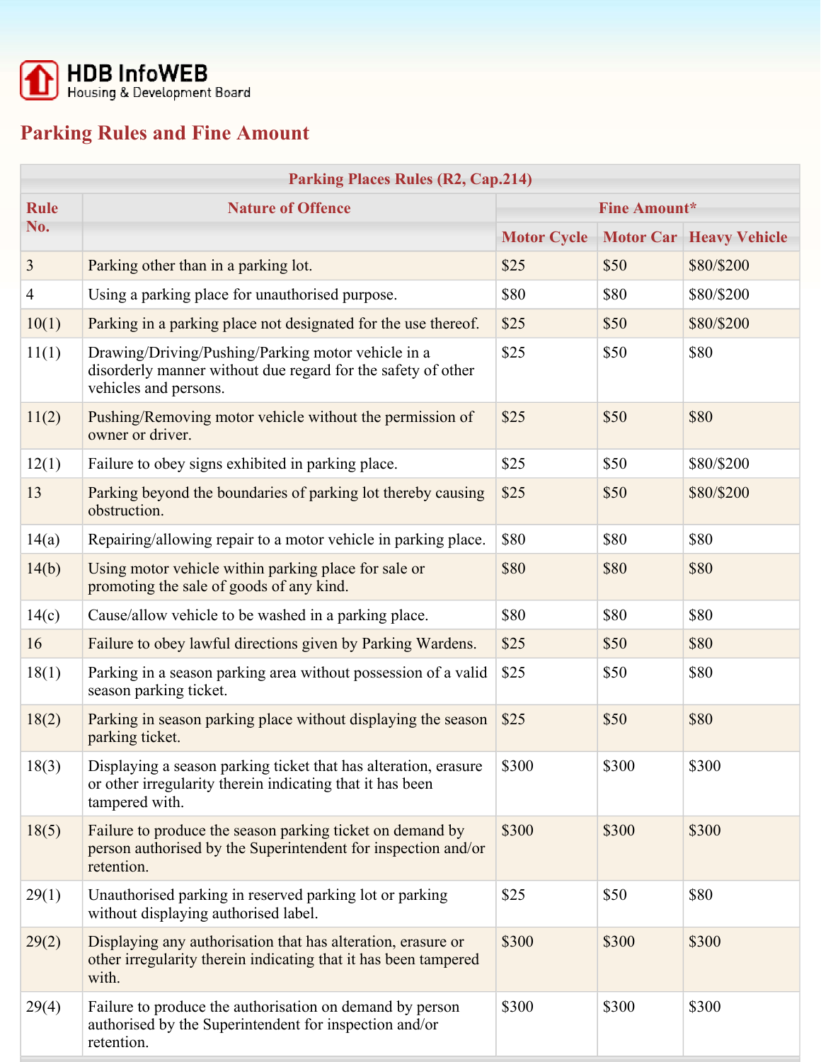HDB InfoWEB
Housing & Development Board

# Parking Rules and Fine Amount

| Parking Places Rules (R2, Cap.214) | | | | |
|---|---|---|---|---|
| Rule No. | Nature of Offence | Fine Amount* | | |
| | | Motor Cycle | Motor Car | Heavy Vehicle |
| 3 | Parking other than in a parking lot. | $25 | $50 | $80/$200 |
| 4 | Using a parking place for unauthorised purpose. | $80 | $80 | $80/$200 |
| 10(1) | Parking in a parking place not designated for the use thereof. | $25 | $50 | $80/$200 |
| 11(1) | Drawing/Driving/Pushing/Parking motor vehicle in a disorderly manner without due regard for the safety of other vehicles and persons. | $25 | $50 | $80 |
| 11(2) | Pushing/Removing motor vehicle without the permission of owner or driver. | $25 | $50 | $80 |
| 12(1) | Failure to obey signs exhibited in parking place. | $25 | $50 | $80/$200 |
| 13 | Parking beyond the boundaries of parking lot thereby causing obstruction. | $25 | $50 | $80/$200 |
| 14(a) | Repairing/allowing repair to a motor vehicle in parking place. | $80 | $80 | $80 |
| 14(b) | Using motor vehicle within parking place for sale or promoting the sale of goods of any kind. | $80 | $80 | $80 |
| 14(c) | Cause/allow vehicle to be washed in a parking place. | $80 | $80 | $80 |
| 16 | Failure to obey lawful directions given by Parking Wardens. | $25 | $50 | $80 |
| 18(1) | Parking in a season parking area without possession of a valid season parking ticket. | $25 | $50 | $80 |
| 18(2) | Parking in season parking place without displaying the season parking ticket. | $25 | $50 | $80 |
| 18(3) | Displaying a season parking ticket that has alteration, erasure or other irregularity therein indicating that it has been tampered with. | $300 | $300 | $300 |
| 18(5) | Failure to produce the season parking ticket on demand by person authorised by the Superintendent for inspection and/or retention. | $300 | $300 | $300 |
| 29(1) | Unauthorised parking in reserved parking lot or parking without displaying authorised label. | $25 | $50 | $80 |
| 29(2) | Displaying any authorisation that has alteration, erasure or other irregularity therein indicating that it has been tampered with. | $300 | $300 | $300 |
| 29(4) | Failure to produce the authorisation on demand by person authorised by the Superintendent for inspection and/or retention. | $300 | $300 | $300 |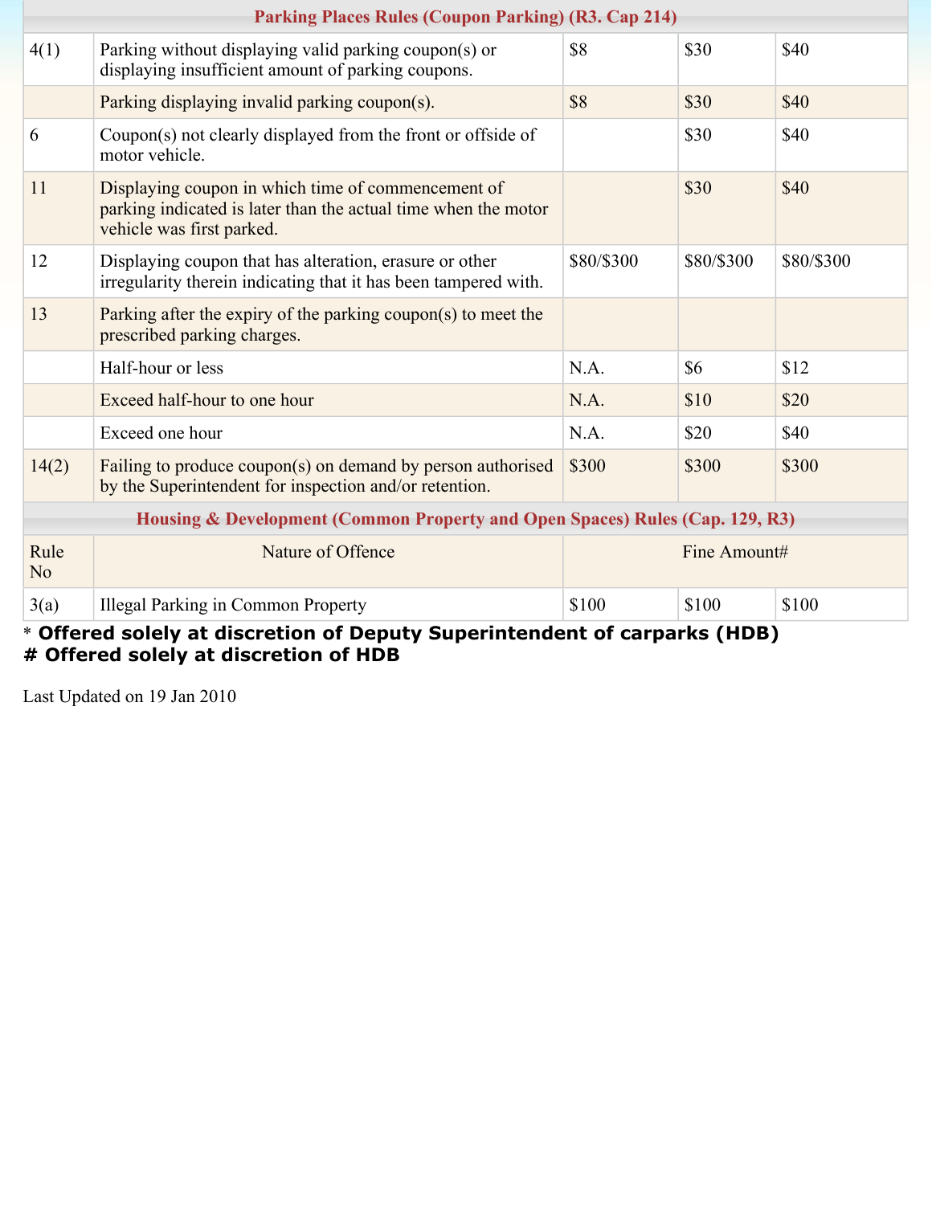| | | | | |
|---|---|---|---|---|
| **Parking Places Rules (Coupon Parking) (R3. Cap 214)** | | | | |
| 4(1) | Parking without displaying valid parking coupon(s) or displaying insufficient amount of parking coupons. | $8 | $30 | $40 |
| | Parking displaying invalid parking coupon(s). | $8 | $30 | $40 |
| 6 | Coupon(s) not clearly displayed from the front or offside of motor vehicle. | | $30 | $40 |
| 11 | Displaying coupon in which time of commencement of parking indicated is later than the actual time when the motor vehicle was first parked. | | $30 | $40 |
| 12 | Displaying coupon that has alteration, erasure or other irregularity therein indicating that it has been tampered with. | $80/$300 | $80/$300 | $80/$300 |
| 13 | Parking after the expiry of the parking coupon(s) to meet the prescribed parking charges. | | | |
| | Half-hour or less | N.A. | $6 | $12 |
| | Exceed half-hour to one hour | N.A. | $10 | $20 |
| | Exceed one hour | N.A. | $20 | $40 |
| 14(2) | Failing to produce coupon(s) on demand by person authorised by the Superintendent for inspection and/or retention. | $300 | $300 | $300 |
| **Housing & Development (Common Property and Open Spaces) Rules (Cap. 129, R3)** | | | | |
| Rule No | Nature of Offence | Fine Amount# | | |
| 3(a) | Illegal Parking in Common Property | $100 | $100 | $100 |

**\* Offered solely at discretion of Deputy Superintendent of carparks (HDB)**
**# Offered solely at discretion of HDB**

Last Updated on 19 Jan 2010